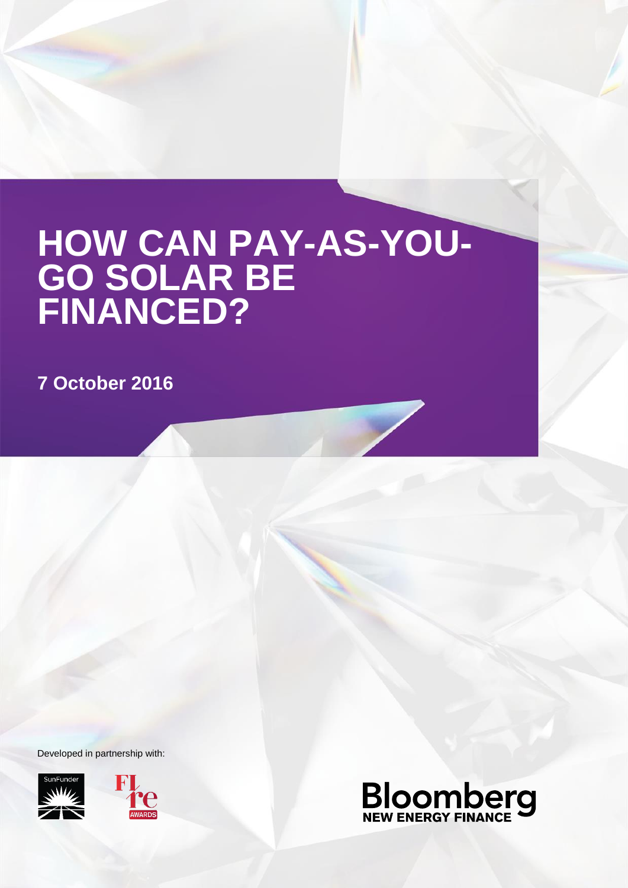# HOW CAN PAY-AS-YOU-GO SOLAR BE FINANCED?

**7 October 2016**

Developed in partnership with:

SunFunder

FIre AWARDS

Bloomberg NEW ENERGY FINANCE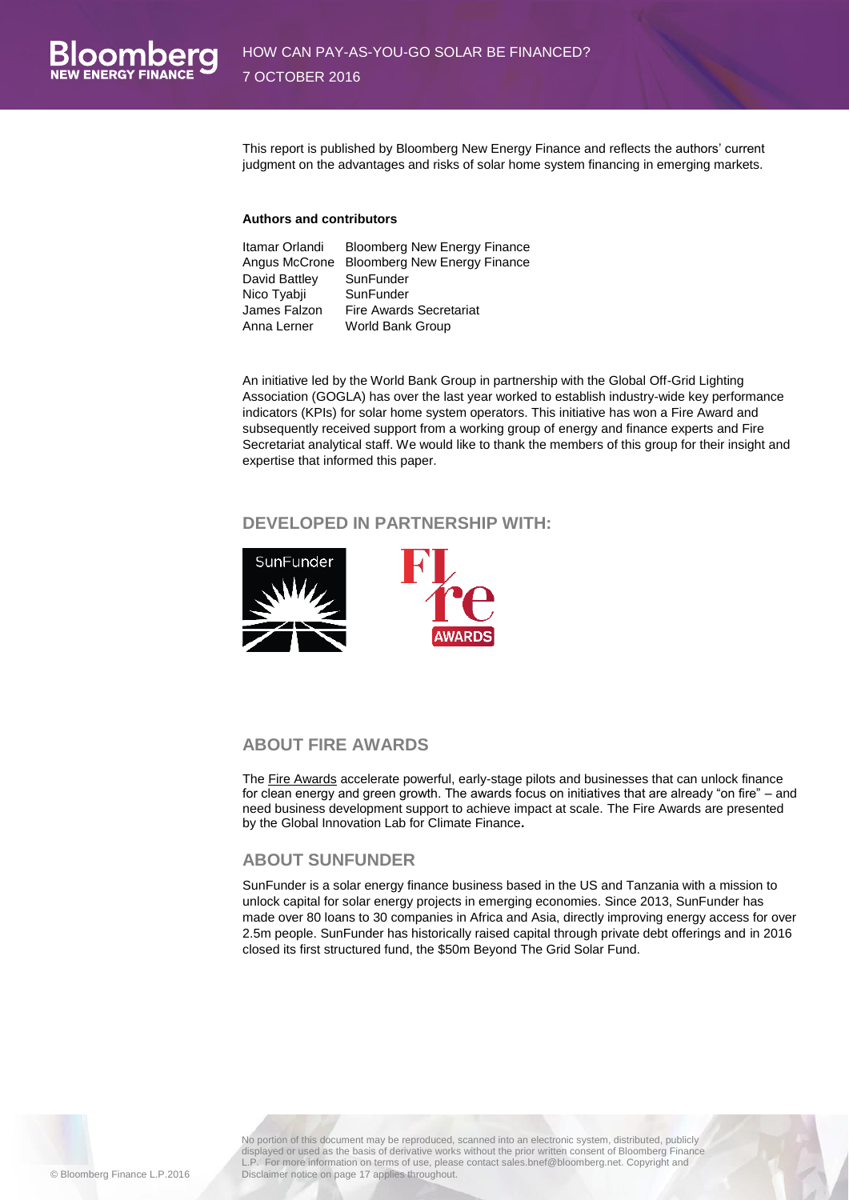This report is published by Bloomberg New Energy Finance and reflects the authors' current judgment on the advantages and risks of solar home system financing in emerging markets.

**Authors and contributors**

| | |
|---|---|
| Itamar Orlandi | Bloomberg New Energy Finance |
| Angus McCrone | Bloomberg New Energy Finance |
| David Battley | SunFunder |
| Nico Tyabji | SunFunder |
| James Falzon | Fire Awards Secretariat |
| Anna Lerner | World Bank Group |

An initiative led by the World Bank Group in partnership with the Global Off-Grid Lighting Association (GOGLA) has over the last year worked to establish industry-wide key performance indicators (KPIs) for solar home system operators. This initiative has won a Fire Award and subsequently received support from a working group of energy and finance experts and Fire Secretariat analytical staff. We would like to thank the members of this group for their insight and expertise that informed this paper.

## DEVELOPED IN PARTNERSHIP WITH:

## ABOUT FIRE AWARDS

The Fire Awards accelerate powerful, early-stage pilots and businesses that can unlock finance for clean energy and green growth. The awards focus on initiatives that are already "on fire" – and need business development support to achieve impact at scale. The Fire Awards are presented by the Global Innovation Lab for Climate Finance**.**

## ABOUT SUNFUNDER

SunFunder is a solar energy finance business based in the US and Tanzania with a mission to unlock capital for solar energy projects in emerging economies. Since 2013, SunFunder has made over 80 loans to 30 companies in Africa and Asia, directly improving energy access for over 2.5m people. SunFunder has historically raised capital through private debt offerings and in 2016 closed its first structured fund, the $50m Beyond The Grid Solar Fund.

No portion of this document may be reproduced, scanned into an electronic system, distributed, publicly displayed or used as the basis of derivative works without the prior written consent of Bloomberg Finance L.P. For more information on terms of use, please contact sales.bnef@bloomberg.net. Copyright and Disclaimer notice on page 17 applies throughout.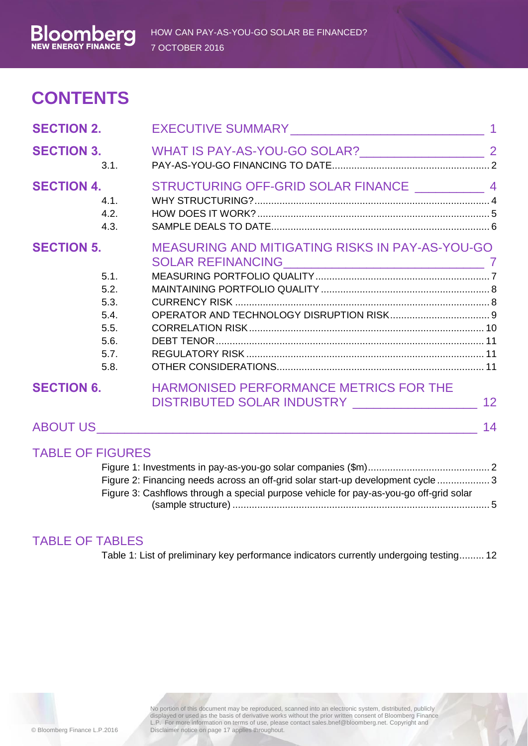# CONTENTS

| | | |
|---|---|---|
| **SECTION 2.** | EXECUTIVE SUMMARY | 1 |
| **SECTION 3.** | WHAT IS PAY-AS-YOU-GO SOLAR? | 2 |
| 3.1. | PAY-AS-YOU-GO FINANCING TO DATE | 2 |
| **SECTION 4.** | STRUCTURING OFF-GRID SOLAR FINANCE | 4 |
| 4.1. | WHY STRUCTURING? | 4 |
| 4.2. | HOW DOES IT WORK? | 5 |
| 4.3. | SAMPLE DEALS TO DATE | 6 |
| **SECTION 5.** | MEASURING AND MITIGATING RISKS IN PAY-AS-YOU-GO SOLAR REFINANCING | 7 |
| 5.1. | MEASURING PORTFOLIO QUALITY | 7 |
| 5.2. | MAINTAINING PORTFOLIO QUALITY | 8 |
| 5.3. | CURRENCY RISK | 8 |
| 5.4. | OPERATOR AND TECHNOLOGY DISRUPTION RISK | 9 |
| 5.5. | CORRELATION RISK | 10 |
| 5.6. | DEBT TENOR | 11 |
| 5.7. | REGULATORY RISK | 11 |
| 5.8. | OTHER CONSIDERATIONS | 11 |
| **SECTION 6.** | HARMONISED PERFORMANCE METRICS FOR THE DISTRIBUTED SOLAR INDUSTRY | 12 |
| ABOUT US | | 14 |

## TABLE OF FIGURES

- Figure 1: Investments in pay-as-you-go solar companies ($m) ... 2
- Figure 2: Financing needs across an off-grid solar start-up development cycle ... 3
- Figure 3: Cashflows through a special purpose vehicle for pay-as-you-go off-grid solar (sample structure) ... 5

## TABLE OF TABLES

- Table 1: List of preliminary key performance indicators currently undergoing testing ... 12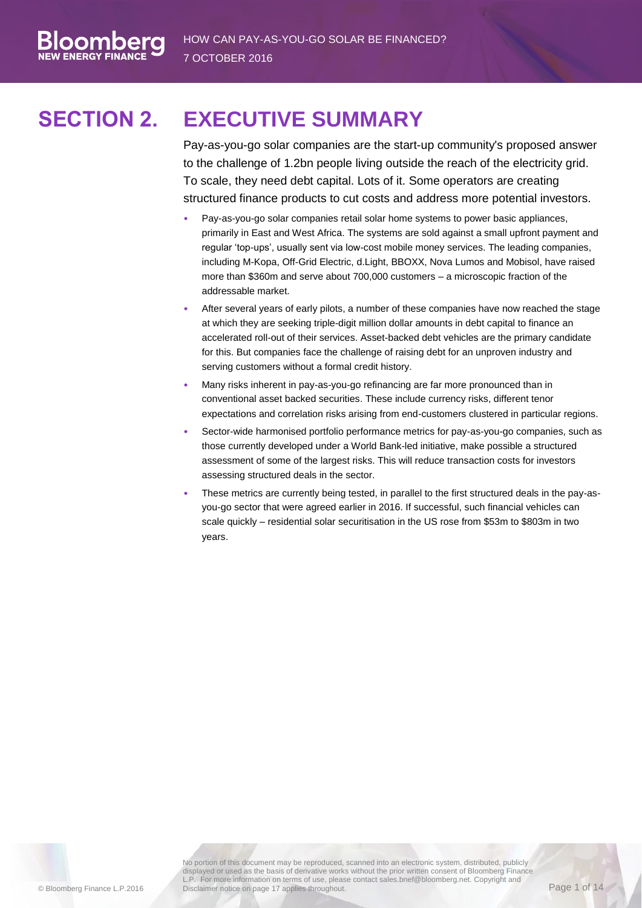# SECTION 2. EXECUTIVE SUMMARY

Pay-as-you-go solar companies are the start-up community's proposed answer to the challenge of 1.2bn people living outside the reach of the electricity grid. To scale, they need debt capital. Lots of it. Some operators are creating structured finance products to cut costs and address more potential investors.

- Pay-as-you-go solar companies retail solar home systems to power basic appliances, primarily in East and West Africa. The systems are sold against a small upfront payment and regular 'top-ups', usually sent via low-cost mobile money services. The leading companies, including M-Kopa, Off-Grid Electric, d.Light, BBOXX, Nova Lumos and Mobisol, have raised more than $360m and serve about 700,000 customers – a microscopic fraction of the addressable market.
- After several years of early pilots, a number of these companies have now reached the stage at which they are seeking triple-digit million dollar amounts in debt capital to finance an accelerated roll-out of their services. Asset-backed debt vehicles are the primary candidate for this. But companies face the challenge of raising debt for an unproven industry and serving customers without a formal credit history.
- Many risks inherent in pay-as-you-go refinancing are far more pronounced than in conventional asset backed securities. These include currency risks, different tenor expectations and correlation risks arising from end-customers clustered in particular regions.
- Sector-wide harmonised portfolio performance metrics for pay-as-you-go companies, such as those currently developed under a World Bank-led initiative, make possible a structured assessment of some of the largest risks. This will reduce transaction costs for investors assessing structured deals in the sector.
- These metrics are currently being tested, in parallel to the first structured deals in the pay-as-you-go sector that were agreed earlier in 2016. If successful, such financial vehicles can scale quickly – residential solar securitisation in the US rose from $53m to $803m in two years.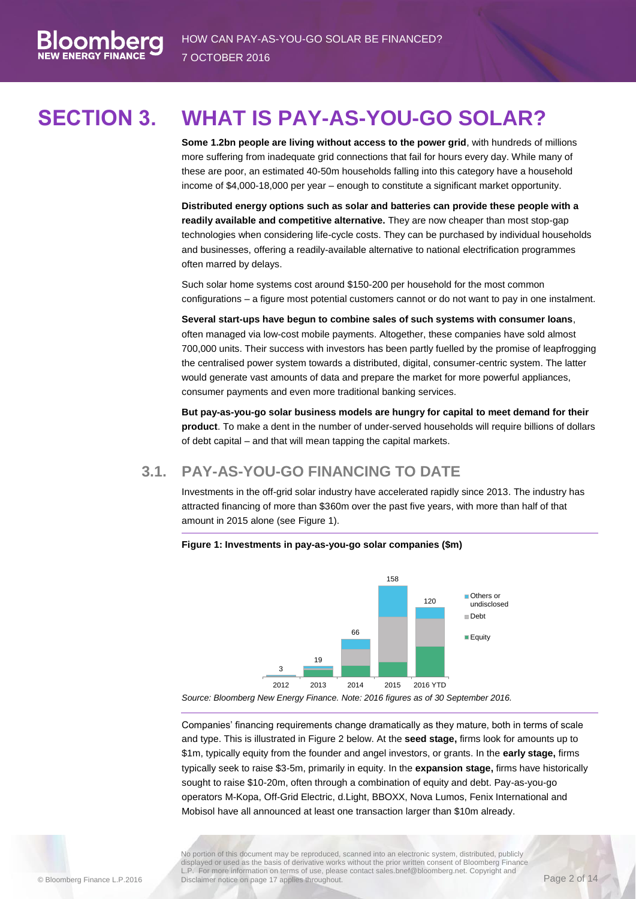# SECTION 3. WHAT IS PAY-AS-YOU-GO SOLAR?

**Some 1.2bn people are living without access to the power grid**, with hundreds of millions more suffering from inadequate grid connections that fail for hours every day. While many of these are poor, an estimated 40-50m households falling into this category have a household income of $4,000-18,000 per year – enough to constitute a significant market opportunity.

**Distributed energy options such as solar and batteries can provide these people with a readily available and competitive alternative.** They are now cheaper than most stop-gap technologies when considering life-cycle costs. They can be purchased by individual households and businesses, offering a readily-available alternative to national electrification programmes often marred by delays.

Such solar home systems cost around $150-200 per household for the most common configurations – a figure most potential customers cannot or do not want to pay in one instalment.

**Several start-ups have begun to combine sales of such systems with consumer loans**, often managed via low-cost mobile payments. Altogether, these companies have sold almost 700,000 units. Their success with investors has been partly fuelled by the promise of leapfrogging the centralised power system towards a distributed, digital, consumer-centric system. The latter would generate vast amounts of data and prepare the market for more powerful appliances, consumer payments and even more traditional banking services.

**But pay-as-you-go solar business models are hungry for capital to meet demand for their product**. To make a dent in the number of under-served households will require billions of dollars of debt capital – and that will mean tapping the capital markets.

## 3.1. PAY-AS-YOU-GO FINANCING TO DATE

Investments in the off-grid solar industry have accelerated rapidly since 2013. The industry has attracted financing of more than $360m over the past five years, with more than half of that amount in 2015 alone (see Figure 1).

**Figure 1: Investments in pay-as-you-go solar companies ($m)**

| Year | Total ($m) |
|---|---|
| 2012 | 3 |
| 2013 | 19 |
| 2014 | 66 |
| 2015 | 158 |
| 2016 YTD | 120 |

Legend: Others or undisclosed; Debt; Equity

*Source: Bloomberg New Energy Finance. Note: 2016 figures as of 30 September 2016.*

Companies' financing requirements change dramatically as they mature, both in terms of scale and type. This is illustrated in Figure 2 below. At the **seed stage,** firms look for amounts up to $1m, typically equity from the founder and angel investors, or grants. In the **early stage,** firms typically seek to raise $3-5m, primarily in equity. In the **expansion stage,** firms have historically sought to raise $10-20m, often through a combination of equity and debt. Pay-as-you-go operators M-Kopa, Off-Grid Electric, d.Light, BBOXX, Nova Lumos, Fenix International and Mobisol have all announced at least one transaction larger than $10m already.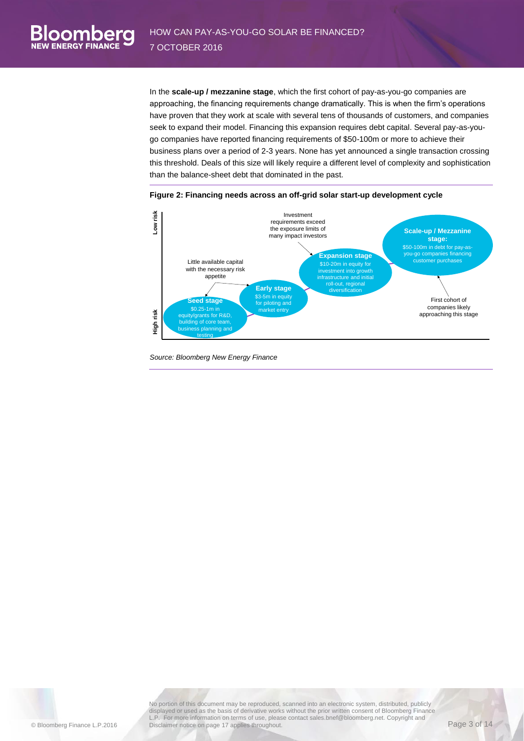In the **scale-up / mezzanine stage**, which the first cohort of pay-as-you-go companies are approaching, the financing requirements change dramatically. This is when the firm's operations have proven that they work at scale with several tens of thousands of customers, and companies seek to expand their model. Financing this expansion requires debt capital. Several pay-as-you-go companies have reported financing requirements of $50-100m or more to achieve their business plans over a period of 2-3 years. None has yet announced a single transaction crossing this threshold. Deals of this size will likely require a different level of complexity and sophistication than the balance-sheet debt that dominated in the past.

**Figure 2: Financing needs across an off-grid solar start-up development cycle**

Low risk / High risk

**Seed stage**: $0.25-1m in equity/grants for R&D, building of core team, business planning and testing

**Early stage**: $3-5m in equity for piloting and market entry

**Expansion stage**: $10-20m in equity for investment into growth infrastructure and initial roll-out, regional diversification

**Scale-up / Mezzanine stage:** $50-100m in debt for pay-as-you-go companies financing customer purchases

Little available capital with the necessary risk appetite

Investment requirements exceed the exposure limits of many impact investors

First cohort of companies likely approaching this stage

*Source: Bloomberg New Energy Finance*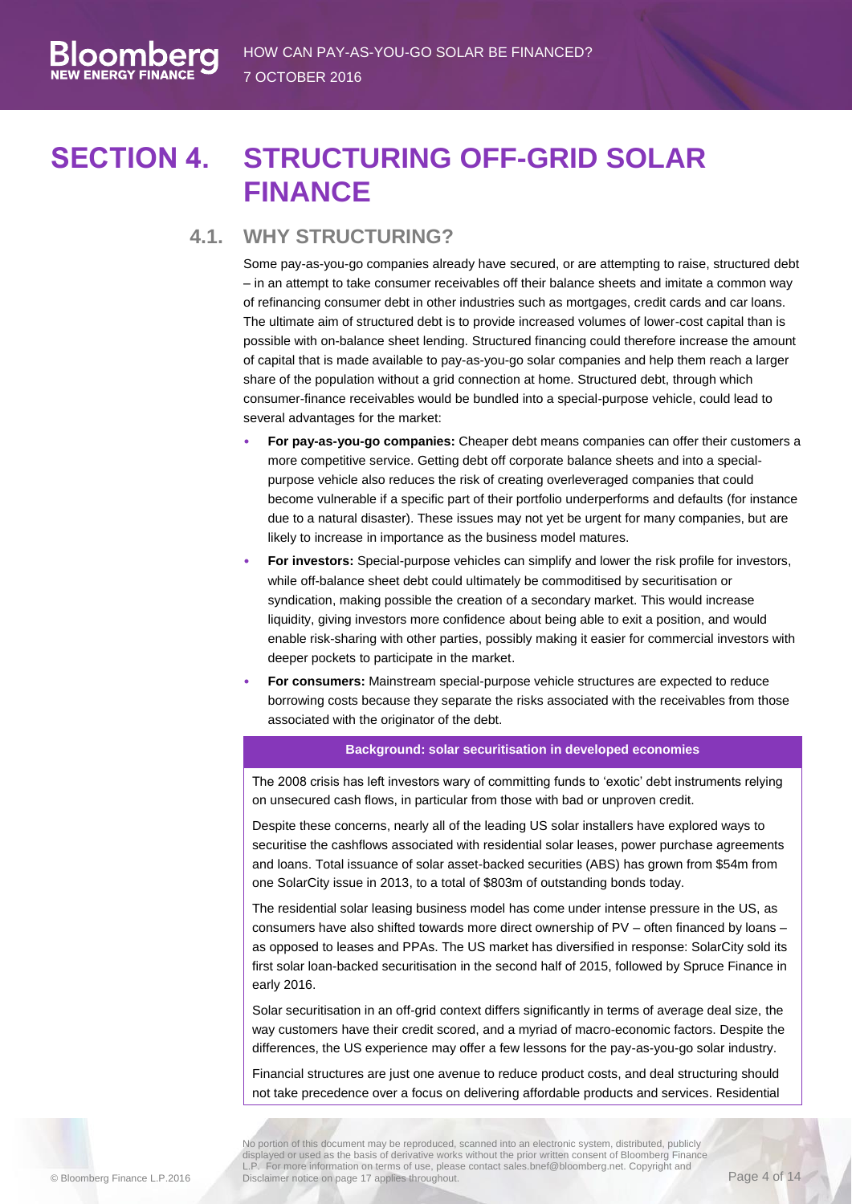# SECTION 4. STRUCTURING OFF-GRID SOLAR FINANCE

## 4.1. WHY STRUCTURING?

Some pay-as-you-go companies already have secured, or are attempting to raise, structured debt – in an attempt to take consumer receivables off their balance sheets and imitate a common way of refinancing consumer debt in other industries such as mortgages, credit cards and car loans. The ultimate aim of structured debt is to provide increased volumes of lower-cost capital than is possible with on-balance sheet lending. Structured financing could therefore increase the amount of capital that is made available to pay-as-you-go solar companies and help them reach a larger share of the population without a grid connection at home. Structured debt, through which consumer-finance receivables would be bundled into a special-purpose vehicle, could lead to several advantages for the market:

- **For pay-as-you-go companies:** Cheaper debt means companies can offer their customers a more competitive service. Getting debt off corporate balance sheets and into a special-purpose vehicle also reduces the risk of creating overleveraged companies that could become vulnerable if a specific part of their portfolio underperforms and defaults (for instance due to a natural disaster). These issues may not yet be urgent for many companies, but are likely to increase in importance as the business model matures.
- **For investors:** Special-purpose vehicles can simplify and lower the risk profile for investors, while off-balance sheet debt could ultimately be commoditised by securitisation or syndication, making possible the creation of a secondary market. This would increase liquidity, giving investors more confidence about being able to exit a position, and would enable risk-sharing with other parties, possibly making it easier for commercial investors with deeper pockets to participate in the market.
- **For consumers:** Mainstream special-purpose vehicle structures are expected to reduce borrowing costs because they separate the risks associated with the receivables from those associated with the originator of the debt.

**Background: solar securitisation in developed economies**

The 2008 crisis has left investors wary of committing funds to 'exotic' debt instruments relying on unsecured cash flows, in particular from those with bad or unproven credit.

Despite these concerns, nearly all of the leading US solar installers have explored ways to securitise the cashflows associated with residential solar leases, power purchase agreements and loans. Total issuance of solar asset-backed securities (ABS) has grown from $54m from one SolarCity issue in 2013, to a total of $803m of outstanding bonds today.

The residential solar leasing business model has come under intense pressure in the US, as consumers have also shifted towards more direct ownership of PV – often financed by loans – as opposed to leases and PPAs. The US market has diversified in response: SolarCity sold its first solar loan-backed securitisation in the second half of 2015, followed by Spruce Finance in early 2016.

Solar securitisation in an off-grid context differs significantly in terms of average deal size, the way customers have their credit scored, and a myriad of macro-economic factors. Despite the differences, the US experience may offer a few lessons for the pay-as-you-go solar industry.

Financial structures are just one avenue to reduce product costs, and deal structuring should not take precedence over a focus on delivering affordable products and services. Residential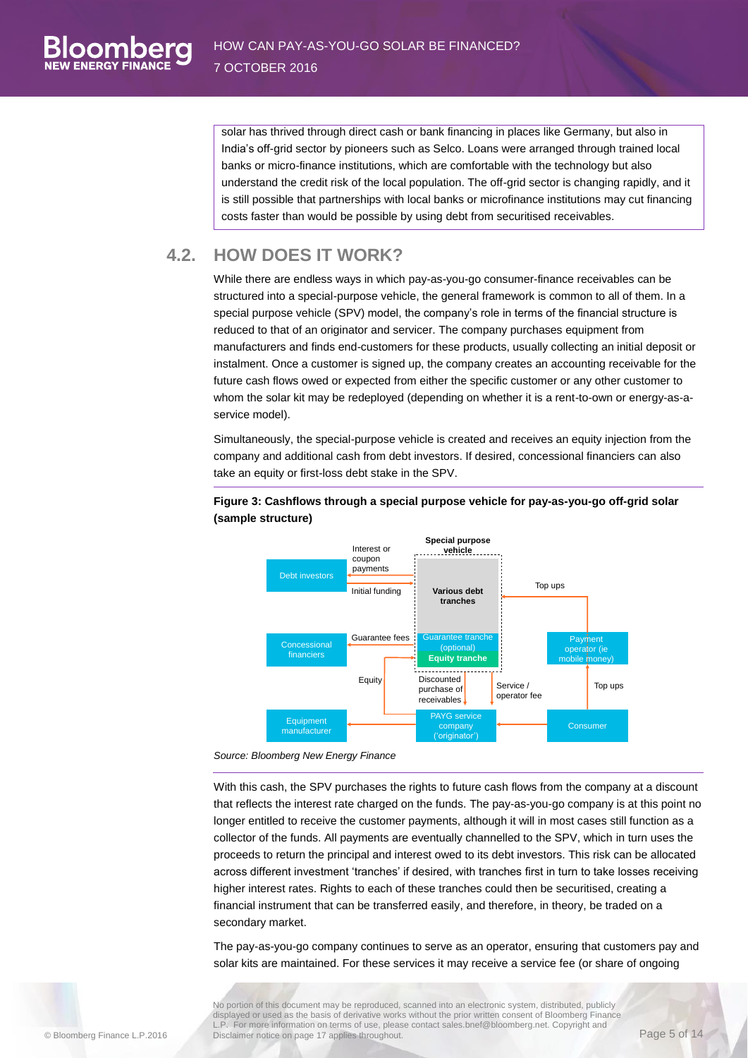solar has thrived through direct cash or bank financing in places like Germany, but also in India's off-grid sector by pioneers such as Selco. Loans were arranged through trained local banks or micro-finance institutions, which are comfortable with the technology but also understand the credit risk of the local population. The off-grid sector is changing rapidly, and it is still possible that partnerships with local banks or microfinance institutions may cut financing costs faster than would be possible by using debt from securitised receivables.

## 4.2. HOW DOES IT WORK?

While there are endless ways in which pay-as-you-go consumer-finance receivables can be structured into a special-purpose vehicle, the general framework is common to all of them. In a special purpose vehicle (SPV) model, the company's role in terms of the financial structure is reduced to that of an originator and servicer. The company purchases equipment from manufacturers and finds end-customers for these products, usually collecting an initial deposit or instalment. Once a customer is signed up, the company creates an accounting receivable for the future cash flows owed or expected from either the specific customer or any other customer to whom the solar kit may be redeployed (depending on whether it is a rent-to-own or energy-as-a-service model).

Simultaneously, the special-purpose vehicle is created and receives an equity injection from the company and additional cash from debt investors. If desired, concessional financiers can also take an equity or first-loss debt stake in the SPV.

**Figure 3: Cashflows through a special purpose vehicle for pay-as-you-go off-grid solar (sample structure)**

Special purpose vehicle: Various debt tranches; Guarantee tranche (optional); Equity tranche

Debt investors — Initial funding → SPV; SPV — Interest or coupon payments → Debt investors

Concessional financiers — Guarantee fees

PAYG service company ('originator') — Equity → SPV; SPV — Discounted purchase of receivables → PAYG service company; SPV — Service / operator fee → PAYG service company

PAYG service company → Equipment manufacturer

Consumer → PAYG service company; Consumer — Top ups → Payment operator (ie mobile money) — Top ups → SPV

*Source: Bloomberg New Energy Finance*

With this cash, the SPV purchases the rights to future cash flows from the company at a discount that reflects the interest rate charged on the funds. The pay-as-you-go company is at this point no longer entitled to receive the customer payments, although it will in most cases still function as a collector of the funds. All payments are eventually channelled to the SPV, which in turn uses the proceeds to return the principal and interest owed to its debt investors. This risk can be allocated across different investment 'tranches' if desired, with tranches first in turn to take losses receiving higher interest rates. Rights to each of these tranches could then be securitised, creating a financial instrument that can be transferred easily, and therefore, in theory, be traded on a secondary market.

The pay-as-you-go company continues to serve as an operator, ensuring that customers pay and solar kits are maintained. For these services it may receive a service fee (or share of ongoing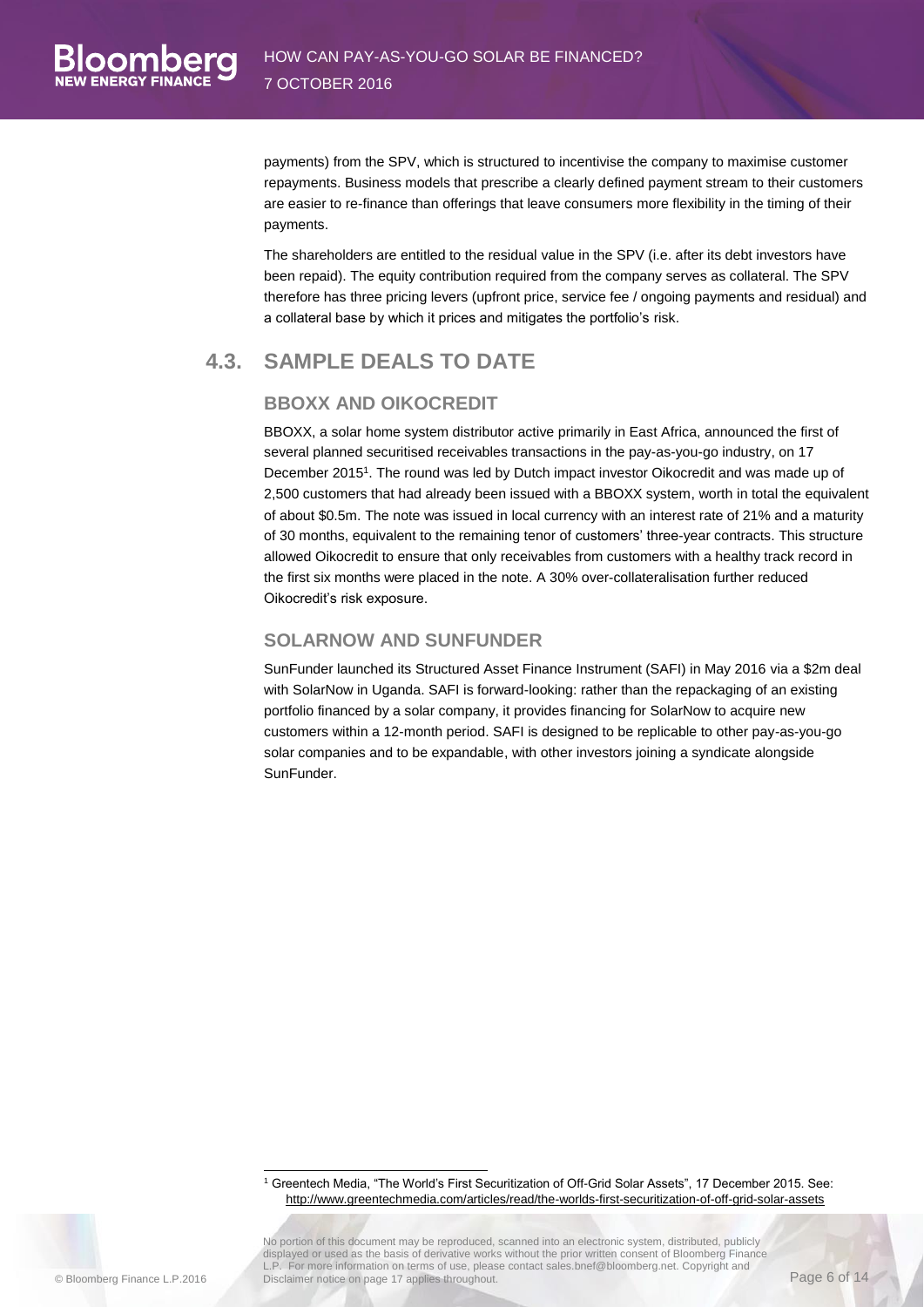payments) from the SPV, which is structured to incentivise the company to maximise customer repayments. Business models that prescribe a clearly defined payment stream to their customers are easier to re-finance than offerings that leave consumers more flexibility in the timing of their payments.

The shareholders are entitled to the residual value in the SPV (i.e. after its debt investors have been repaid). The equity contribution required from the company serves as collateral. The SPV therefore has three pricing levers (upfront price, service fee / ongoing payments and residual) and a collateral base by which it prices and mitigates the portfolio's risk.

## 4.3. SAMPLE DEALS TO DATE

### BBOXX AND OIKOCREDIT

BBOXX, a solar home system distributor active primarily in East Africa, announced the first of several planned securitised receivables transactions in the pay-as-you-go industry, on 17 December 2015[1]. The round was led by Dutch impact investor Oikocredit and was made up of 2,500 customers that had already been issued with a BBOXX system, worth in total the equivalent of about $0.5m. The note was issued in local currency with an interest rate of 21% and a maturity of 30 months, equivalent to the remaining tenor of customers' three-year contracts. This structure allowed Oikocredit to ensure that only receivables from customers with a healthy track record in the first six months were placed in the note. A 30% over-collateralisation further reduced Oikocredit's risk exposure.

### SOLARNOW AND SUNFUNDER

SunFunder launched its Structured Asset Finance Instrument (SAFI) in May 2016 via a $2m deal with SolarNow in Uganda. SAFI is forward-looking: rather than the repackaging of an existing portfolio financed by a solar company, it provides financing for SolarNow to acquire new customers within a 12-month period. SAFI is designed to be replicable to other pay-as-you-go solar companies and to be expandable, with other investors joining a syndicate alongside SunFunder.

[1] Greentech Media, "The World's First Securitization of Off-Grid Solar Assets", 17 December 2015. See: http://www.greentechmedia.com/articles/read/the-worlds-first-securitization-of-off-grid-solar-assets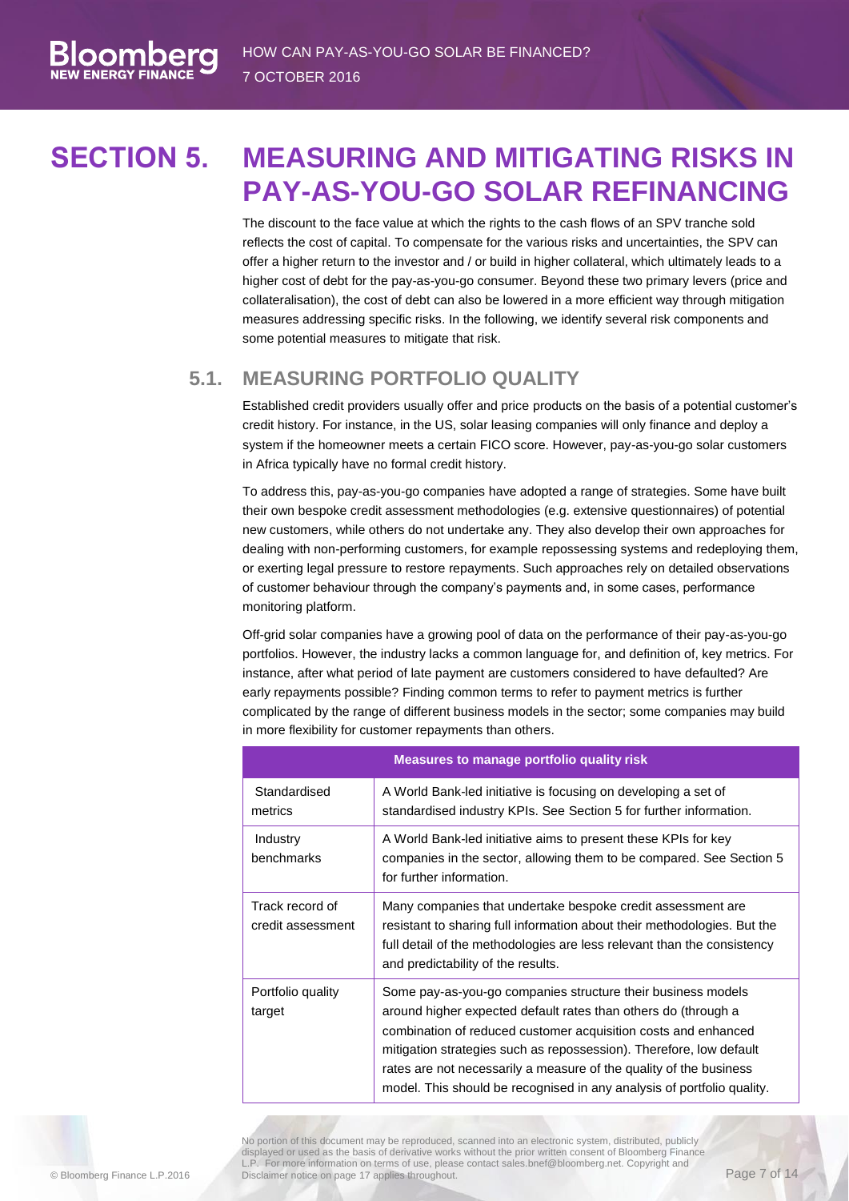# SECTION 5. MEASURING AND MITIGATING RISKS IN PAY-AS-YOU-GO SOLAR REFINANCING

The discount to the face value at which the rights to the cash flows of an SPV tranche sold reflects the cost of capital. To compensate for the various risks and uncertainties, the SPV can offer a higher return to the investor and / or build in higher collateral, which ultimately leads to a higher cost of debt for the pay-as-you-go consumer. Beyond these two primary levers (price and collateralisation), the cost of debt can also be lowered in a more efficient way through mitigation measures addressing specific risks. In the following, we identify several risk components and some potential measures to mitigate that risk.

## 5.1. MEASURING PORTFOLIO QUALITY

Established credit providers usually offer and price products on the basis of a potential customer's credit history. For instance, in the US, solar leasing companies will only finance and deploy a system if the homeowner meets a certain FICO score. However, pay-as-you-go solar customers in Africa typically have no formal credit history.

To address this, pay-as-you-go companies have adopted a range of strategies. Some have built their own bespoke credit assessment methodologies (e.g. extensive questionnaires) of potential new customers, while others do not undertake any. They also develop their own approaches for dealing with non-performing customers, for example repossessing systems and redeploying them, or exerting legal pressure to restore repayments. Such approaches rely on detailed observations of customer behaviour through the company's payments and, in some cases, performance monitoring platform.

Off-grid solar companies have a growing pool of data on the performance of their pay-as-you-go portfolios. However, the industry lacks a common language for, and definition of, key metrics. For instance, after what period of late payment are customers considered to have defaulted? Are early repayments possible? Finding common terms to refer to payment metrics is further complicated by the range of different business models in the sector; some companies may build in more flexibility for customer repayments than others.

| Measures to manage portfolio quality risk | |
|---|---|
| Standardised metrics | A World Bank-led initiative is focusing on developing a set of standardised industry KPIs. See Section 5 for further information. |
| Industry benchmarks | A World Bank-led initiative aims to present these KPIs for key companies in the sector, allowing them to be compared. See Section 5 for further information. |
| Track record of credit assessment | Many companies that undertake bespoke credit assessment are resistant to sharing full information about their methodologies. But the full detail of the methodologies are less relevant than the consistency and predictability of the results. |
| Portfolio quality target | Some pay-as-you-go companies structure their business models around higher expected default rates than others do (through a combination of reduced customer acquisition costs and enhanced mitigation strategies such as repossession). Therefore, low default rates are not necessarily a measure of the quality of the business model. This should be recognised in any analysis of portfolio quality. |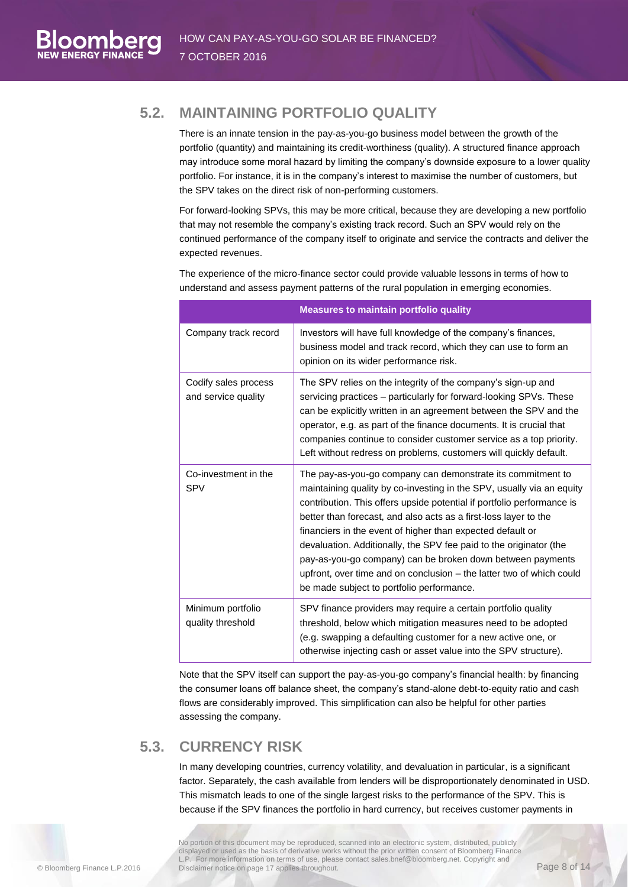## 5.2. MAINTAINING PORTFOLIO QUALITY

There is an innate tension in the pay-as-you-go business model between the growth of the portfolio (quantity) and maintaining its credit-worthiness (quality). A structured finance approach may introduce some moral hazard by limiting the company's downside exposure to a lower quality portfolio. For instance, it is in the company's interest to maximise the number of customers, but the SPV takes on the direct risk of non-performing customers.

For forward-looking SPVs, this may be more critical, because they are developing a new portfolio that may not resemble the company's existing track record. Such an SPV would rely on the continued performance of the company itself to originate and service the contracts and deliver the expected revenues.

The experience of the micro-finance sector could provide valuable lessons in terms of how to understand and assess payment patterns of the rural population in emerging economies.

| | Measures to maintain portfolio quality |
|---|---|
| Company track record | Investors will have full knowledge of the company's finances, business model and track record, which they can use to form an opinion on its wider performance risk. |
| Codify sales process and service quality | The SPV relies on the integrity of the company's sign-up and servicing practices – particularly for forward-looking SPVs. These can be explicitly written in an agreement between the SPV and the operator, e.g. as part of the finance documents. It is crucial that companies continue to consider customer service as a top priority. Left without redress on problems, customers will quickly default. |
| Co-investment in the SPV | The pay-as-you-go company can demonstrate its commitment to maintaining quality by co-investing in the SPV, usually via an equity contribution. This offers upside potential if portfolio performance is better than forecast, and also acts as a first-loss layer to the financiers in the event of higher than expected default or devaluation. Additionally, the SPV fee paid to the originator (the pay-as-you-go company) can be broken down between payments upfront, over time and on conclusion – the latter two of which could be made subject to portfolio performance. |
| Minimum portfolio quality threshold | SPV finance providers may require a certain portfolio quality threshold, below which mitigation measures need to be adopted (e.g. swapping a defaulting customer for a new active one, or otherwise injecting cash or asset value into the SPV structure). |

Note that the SPV itself can support the pay-as-you-go company's financial health: by financing the consumer loans off balance sheet, the company's stand-alone debt-to-equity ratio and cash flows are considerably improved. This simplification can also be helpful for other parties assessing the company.

## 5.3. CURRENCY RISK

In many developing countries, currency volatility, and devaluation in particular, is a significant factor. Separately, the cash available from lenders will be disproportionately denominated in USD. This mismatch leads to one of the single largest risks to the performance of the SPV. This is because if the SPV finances the portfolio in hard currency, but receives customer payments in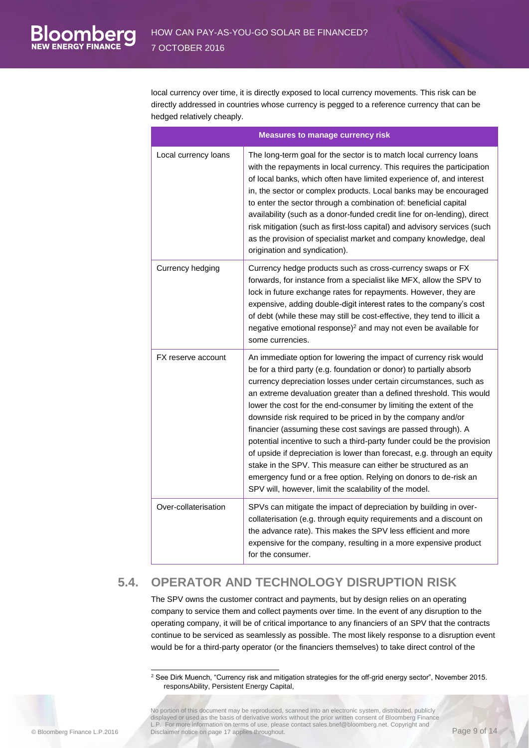local currency over time, it is directly exposed to local currency movements. This risk can be directly addressed in countries whose currency is pegged to a reference currency that can be hedged relatively cheaply.

| Measures to manage currency risk | |
|---|---|
| Local currency loans | The long-term goal for the sector is to match local currency loans with the repayments in local currency. This requires the participation of local banks, which often have limited experience of, and interest in, the sector or complex products. Local banks may be encouraged to enter the sector through a combination of: beneficial capital availability (such as a donor-funded credit line for on-lending), direct risk mitigation (such as first-loss capital) and advisory services (such as the provision of specialist market and company knowledge, deal origination and syndication). |
| Currency hedging | Currency hedge products such as cross-currency swaps or FX forwards, for instance from a specialist like MFX, allow the SPV to lock in future exchange rates for repayments. However, they are expensive, adding double-digit interest rates to the company's cost of debt (while these may still be cost-effective, they tend to illicit a negative emotional response)[2] and may not even be available for some currencies. |
| FX reserve account | An immediate option for lowering the impact of currency risk would be for a third party (e.g. foundation or donor) to partially absorb currency depreciation losses under certain circumstances, such as an extreme devaluation greater than a defined threshold. This would lower the cost for the end-consumer by limiting the extent of the downside risk required to be priced in by the company and/or financier (assuming these cost savings are passed through). A potential incentive to such a third-party funder could be the provision of upside if depreciation is lower than forecast, e.g. through an equity stake in the SPV. This measure can either be structured as an emergency fund or a free option. Relying on donors to de-risk an SPV will, however, limit the scalability of the model. |
| Over-collaterisation | SPVs can mitigate the impact of depreciation by building in over-collaterisation (e.g. through equity requirements and a discount on the advance rate). This makes the SPV less efficient and more expensive for the company, resulting in a more expensive product for the consumer. |

## 5.4. OPERATOR AND TECHNOLOGY DISRUPTION RISK

The SPV owns the customer contract and payments, but by design relies on an operating company to service them and collect payments over time. In the event of any disruption to the operating company, it will be of critical importance to any financiers of an SPV that the contracts continue to be serviced as seamlessly as possible. The most likely response to a disruption event would be for a third-party operator (or the financiers themselves) to take direct control of the

[2] See Dirk Muench, "Currency risk and mitigation strategies for the off-grid energy sector", November 2015. responsAbility, Persistent Energy Capital,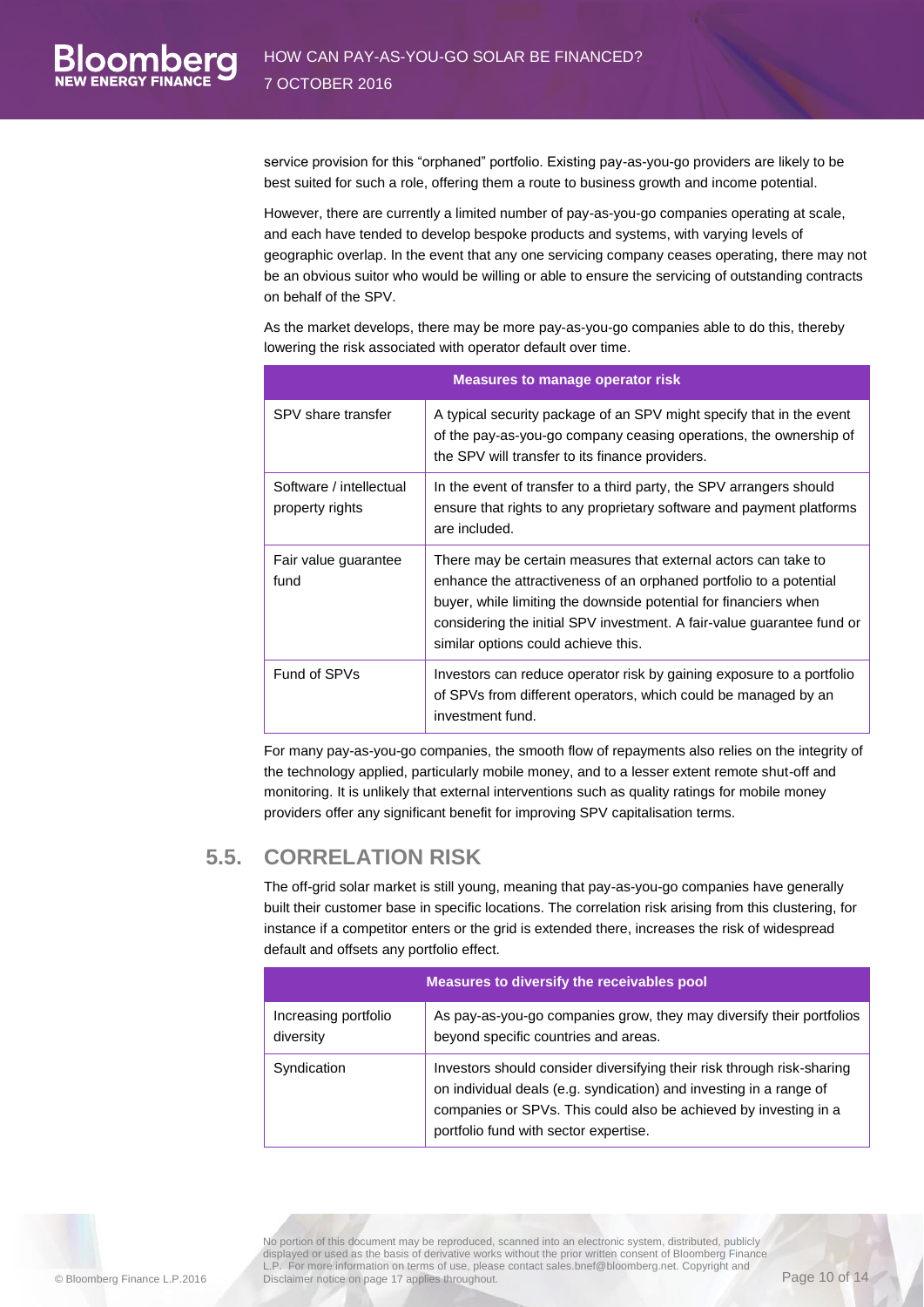service provision for this "orphaned" portfolio. Existing pay-as-you-go providers are likely to be best suited for such a role, offering them a route to business growth and income potential.

However, there are currently a limited number of pay-as-you-go companies operating at scale, and each have tended to develop bespoke products and systems, with varying levels of geographic overlap. In the event that any one servicing company ceases operating, there may not be an obvious suitor who would be willing or able to ensure the servicing of outstanding contracts on behalf of the SPV.

As the market develops, there may be more pay-as-you-go companies able to do this, thereby lowering the risk associated with operator default over time.

| Measures to manage operator risk | |
|---|---|
| SPV share transfer | A typical security package of an SPV might specify that in the event of the pay-as-you-go company ceasing operations, the ownership of the SPV will transfer to its finance providers. |
| Software / intellectual property rights | In the event of transfer to a third party, the SPV arrangers should ensure that rights to any proprietary software and payment platforms are included. |
| Fair value guarantee fund | There may be certain measures that external actors can take to enhance the attractiveness of an orphaned portfolio to a potential buyer, while limiting the downside potential for financiers when considering the initial SPV investment. A fair-value guarantee fund or similar options could achieve this. |
| Fund of SPVs | Investors can reduce operator risk by gaining exposure to a portfolio of SPVs from different operators, which could be managed by an investment fund. |

For many pay-as-you-go companies, the smooth flow of repayments also relies on the integrity of the technology applied, particularly mobile money, and to a lesser extent remote shut-off and monitoring. It is unlikely that external interventions such as quality ratings for mobile money providers offer any significant benefit for improving SPV capitalisation terms.

## 5.5. CORRELATION RISK

The off-grid solar market is still young, meaning that pay-as-you-go companies have generally built their customer base in specific locations. The correlation risk arising from this clustering, for instance if a competitor enters or the grid is extended there, increases the risk of widespread default and offsets any portfolio effect.

| Measures to diversify the receivables pool | |
|---|---|
| Increasing portfolio diversity | As pay-as-you-go companies grow, they may diversify their portfolios beyond specific countries and areas. |
| Syndication | Investors should consider diversifying their risk through risk-sharing on individual deals (e.g. syndication) and investing in a range of companies or SPVs. This could also be achieved by investing in a portfolio fund with sector expertise. |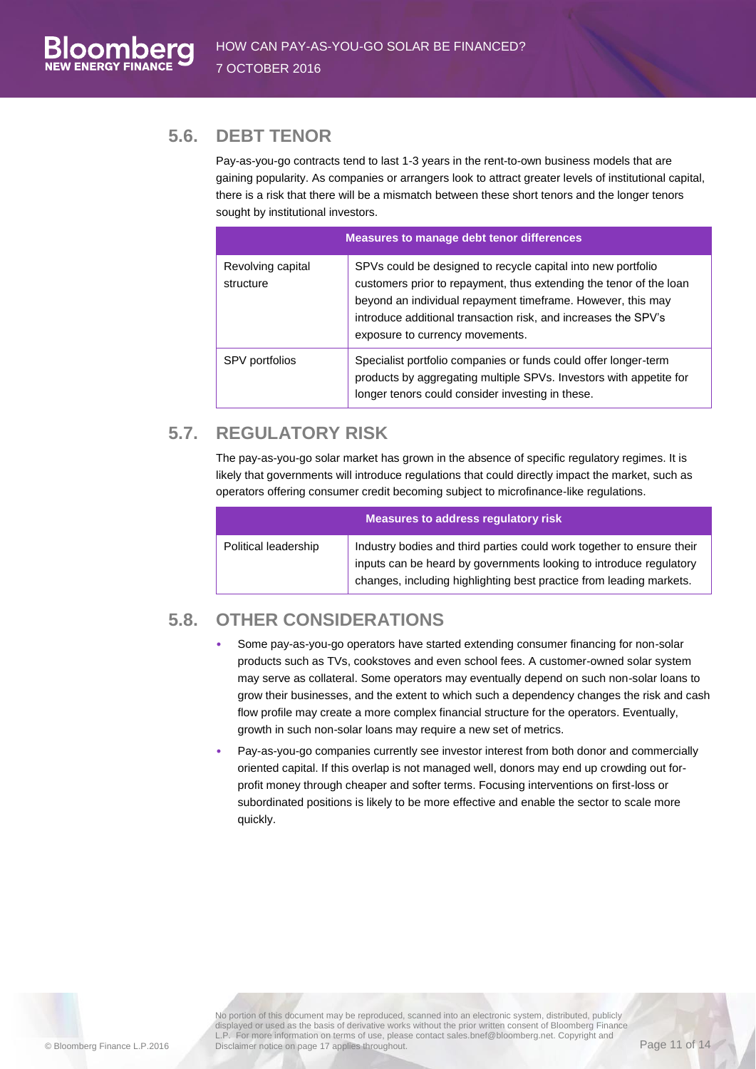## 5.6. DEBT TENOR

Pay-as-you-go contracts tend to last 1-3 years in the rent-to-own business models that are gaining popularity. As companies or arrangers look to attract greater levels of institutional capital, there is a risk that there will be a mismatch between these short tenors and the longer tenors sought by institutional investors.

| Measures to manage debt tenor differences | |
|---|---|
| Revolving capital structure | SPVs could be designed to recycle capital into new portfolio customers prior to repayment, thus extending the tenor of the loan beyond an individual repayment timeframe. However, this may introduce additional transaction risk, and increases the SPV's exposure to currency movements. |
| SPV portfolios | Specialist portfolio companies or funds could offer longer-term products by aggregating multiple SPVs. Investors with appetite for longer tenors could consider investing in these. |

## 5.7. REGULATORY RISK

The pay-as-you-go solar market has grown in the absence of specific regulatory regimes. It is likely that governments will introduce regulations that could directly impact the market, such as operators offering consumer credit becoming subject to microfinance-like regulations.

| Measures to address regulatory risk | |
|---|---|
| Political leadership | Industry bodies and third parties could work together to ensure their inputs can be heard by governments looking to introduce regulatory changes, including highlighting best practice from leading markets. |

## 5.8. OTHER CONSIDERATIONS

- Some pay-as-you-go operators have started extending consumer financing for non-solar products such as TVs, cookstoves and even school fees. A customer-owned solar system may serve as collateral. Some operators may eventually depend on such non-solar loans to grow their businesses, and the extent to which such a dependency changes the risk and cash flow profile may create a more complex financial structure for the operators. Eventually, growth in such non-solar loans may require a new set of metrics.
- Pay-as-you-go companies currently see investor interest from both donor and commercially oriented capital. If this overlap is not managed well, donors may end up crowding out for-profit money through cheaper and softer terms. Focusing interventions on first-loss or subordinated positions is likely to be more effective and enable the sector to scale more quickly.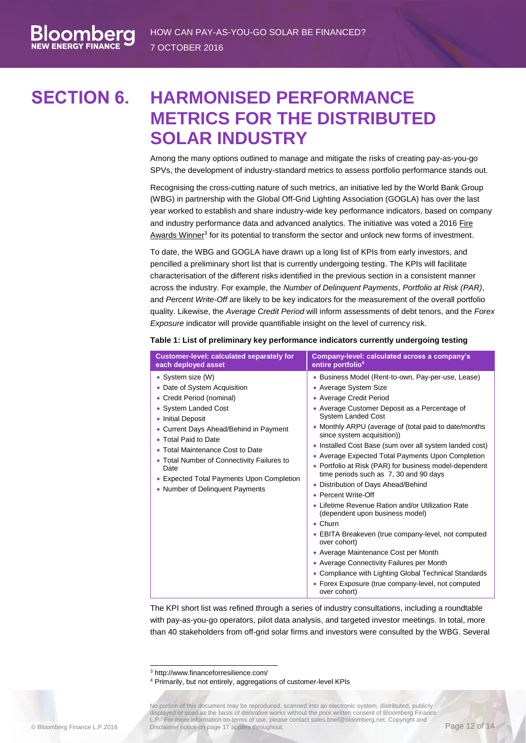# SECTION 6. HARMONISED PERFORMANCE METRICS FOR THE DISTRIBUTED SOLAR INDUSTRY

Among the many options outlined to manage and mitigate the risks of creating pay-as-you-go SPVs, the development of industry-standard metrics to assess portfolio performance stands out.

Recognising the cross-cutting nature of such metrics, an initiative led by the World Bank Group (WBG) in partnership with the Global Off-Grid Lighting Association (GOGLA) has over the last year worked to establish and share industry-wide key performance indicators, based on company and industry performance data and advanced analytics. The initiative was voted a 2016 Fire Awards Winner[3] for its potential to transform the sector and unlock new forms of investment.

To date, the WBG and GOGLA have drawn up a long list of KPIs from early investors, and pencilled a preliminary short list that is currently undergoing testing. The KPIs will facilitate characterisation of the different risks identified in the previous section in a consistent manner across the industry. For example, the *Number of Delinquent Payments*, *Portfolio at Risk (PAR)*, and *Percent Write-Off* are likely to be key indicators for the measurement of the overall portfolio quality. Likewise, the *Average Credit Period* will inform assessments of debt tenors, and the *Forex Exposure* indicator will provide quantifiable insight on the level of currency risk.

**Table 1: List of preliminary key performance indicators currently undergoing testing**

| Customer-level: calculated separately for each deployed asset | Company-level: calculated across a company's entire portfolio[4] |
|---|---|
| • System size (W)<br>• Date of System Acquisition<br>• Credit Period (nominal)<br>• System Landed Cost<br>• Initial Deposit<br>• Current Days Ahead/Behind in Payment<br>• Total Paid to Date<br>• Total Maintenance Cost to Date<br>• Total Number of Connectivity Failures to Date<br>• Expected Total Payments Upon Completion<br>• Number of Delinquent Payments | • Business Model (Rent-to-own, Pay-per-use, Lease)<br>• Average System Size<br>• Average Credit Period<br>• Average Customer Deposit as a Percentage of System Landed Cost<br>• Monthly ARPU (average of (total paid to date/months since system acquisition))<br>• Installed Cost Base (sum over all system landed cost)<br>• Average Expected Total Payments Upon Completion<br>• Portfolio at Risk (PAR) for business model-dependent time periods such as 7, 30 and 90 days<br>• Distribution of Days Ahead/Behind<br>• Percent Write-Off<br>• Lifetime Revenue Ration and/or Utilization Rate (dependent upon business model)<br>• Churn<br>• EBITA Breakeven (true company-level, not computed over cohort)<br>• Average Maintenance Cost per Month<br>• Average Connectivity Failures per Month<br>• Compliance with Lighting Global Technical Standards<br>• Forex Exposure (true company-level, not computed over cohort) |

The KPI short list was refined through a series of industry consultations, including a roundtable with pay-as-you-go operators, pilot data analysis, and targeted investor meetings. In total, more than 40 stakeholders from off-grid solar firms and investors were consulted by the WBG. Several

[3] http://www.financeforresilience.com/

[4] Primarily, but not entirely, aggregations of customer-level KPIs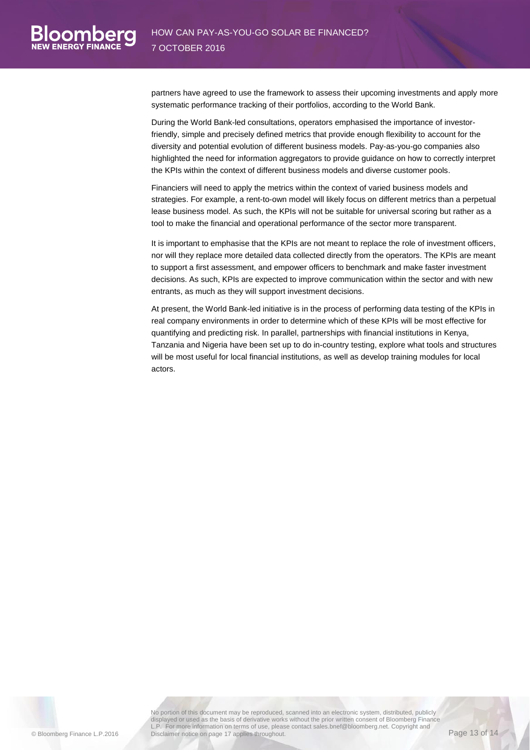partners have agreed to use the framework to assess their upcoming investments and apply more systematic performance tracking of their portfolios, according to the World Bank.

During the World Bank-led consultations, operators emphasised the importance of investor-friendly, simple and precisely defined metrics that provide enough flexibility to account for the diversity and potential evolution of different business models. Pay-as-you-go companies also highlighted the need for information aggregators to provide guidance on how to correctly interpret the KPIs within the context of different business models and diverse customer pools.

Financiers will need to apply the metrics within the context of varied business models and strategies. For example, a rent-to-own model will likely focus on different metrics than a perpetual lease business model. As such, the KPIs will not be suitable for universal scoring but rather as a tool to make the financial and operational performance of the sector more transparent.

It is important to emphasise that the KPIs are not meant to replace the role of investment officers, nor will they replace more detailed data collected directly from the operators. The KPIs are meant to support a first assessment, and empower officers to benchmark and make faster investment decisions. As such, KPIs are expected to improve communication within the sector and with new entrants, as much as they will support investment decisions.

At present, the World Bank-led initiative is in the process of performing data testing of the KPIs in real company environments in order to determine which of these KPIs will be most effective for quantifying and predicting risk. In parallel, partnerships with financial institutions in Kenya, Tanzania and Nigeria have been set up to do in-country testing, explore what tools and structures will be most useful for local financial institutions, as well as develop training modules for local actors.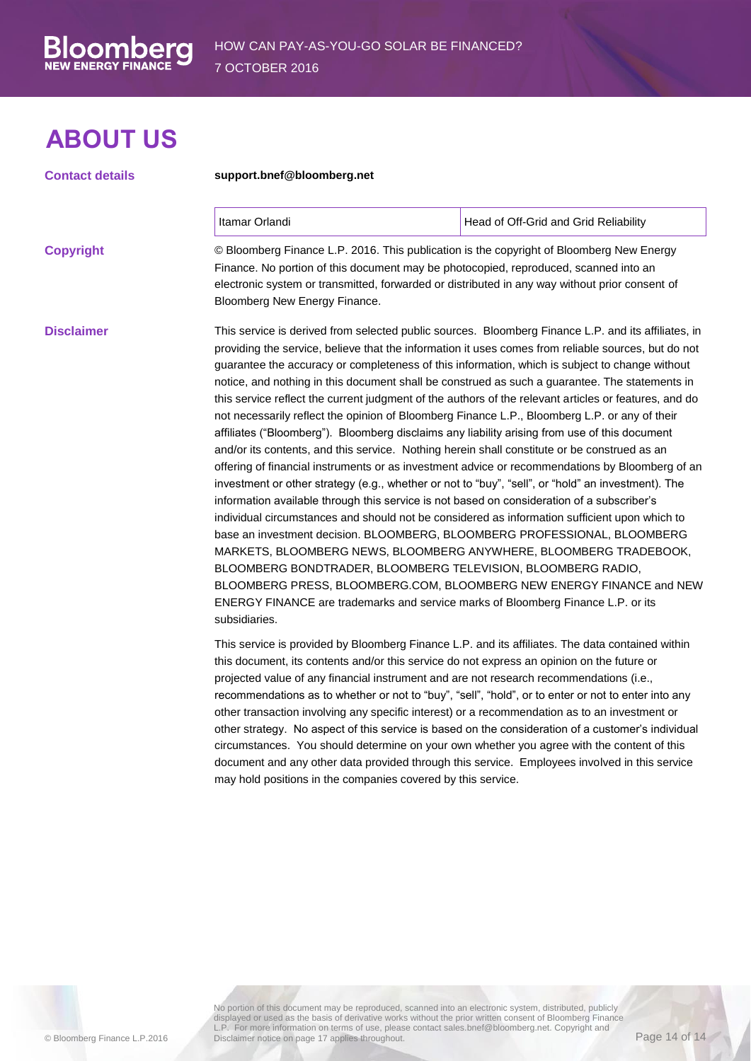# ABOUT US

**Contact details** **support.bnef@bloomberg.net**

| | |
|---|---|
| Itamar Orlandi | Head of Off-Grid and Grid Reliability |

**Copyright**

© Bloomberg Finance L.P. 2016. This publication is the copyright of Bloomberg New Energy Finance. No portion of this document may be photocopied, reproduced, scanned into an electronic system or transmitted, forwarded or distributed in any way without prior consent of Bloomberg New Energy Finance.

**Disclaimer**

This service is derived from selected public sources. Bloomberg Finance L.P. and its affiliates, in providing the service, believe that the information it uses comes from reliable sources, but do not guarantee the accuracy or completeness of this information, which is subject to change without notice, and nothing in this document shall be construed as such a guarantee. The statements in this service reflect the current judgment of the authors of the relevant articles or features, and do not necessarily reflect the opinion of Bloomberg Finance L.P., Bloomberg L.P. or any of their affiliates ("Bloomberg"). Bloomberg disclaims any liability arising from use of this document and/or its contents, and this service. Nothing herein shall constitute or be construed as an offering of financial instruments or as investment advice or recommendations by Bloomberg of an investment or other strategy (e.g., whether or not to "buy", "sell", or "hold" an investment). The information available through this service is not based on consideration of a subscriber's individual circumstances and should not be considered as information sufficient upon which to base an investment decision. BLOOMBERG, BLOOMBERG PROFESSIONAL, BLOOMBERG MARKETS, BLOOMBERG NEWS, BLOOMBERG ANYWHERE, BLOOMBERG TRADEBOOK, BLOOMBERG BONDTRADER, BLOOMBERG TELEVISION, BLOOMBERG RADIO, BLOOMBERG PRESS, BLOOMBERG.COM, BLOOMBERG NEW ENERGY FINANCE and NEW ENERGY FINANCE are trademarks and service marks of Bloomberg Finance L.P. or its subsidiaries.

This service is provided by Bloomberg Finance L.P. and its affiliates. The data contained within this document, its contents and/or this service do not express an opinion on the future or projected value of any financial instrument and are not research recommendations (i.e., recommendations as to whether or not to "buy", "sell", "hold", or to enter or not to enter into any other transaction involving any specific interest) or a recommendation as to an investment or other strategy. No aspect of this service is based on the consideration of a customer's individual circumstances. You should determine on your own whether you agree with the content of this document and any other data provided through this service. Employees involved in this service may hold positions in the companies covered by this service.